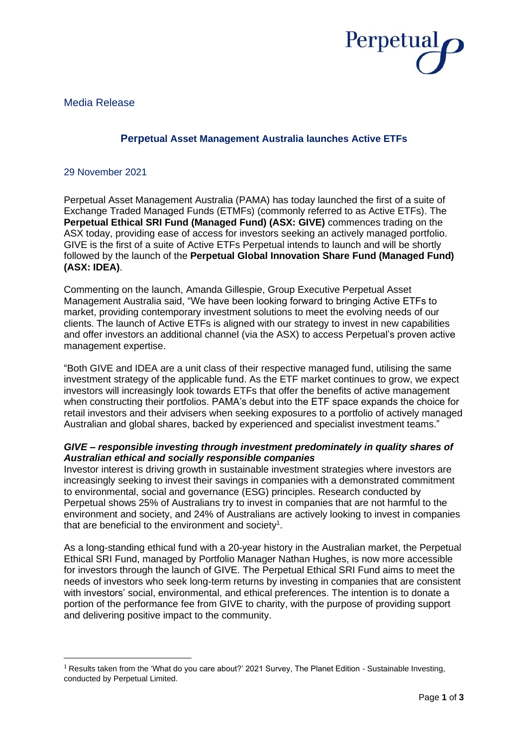Media Release

## Perpetual Asset Management Australia launches Active ETFs

29 November 2021

Perpetual Asset Management Australia (PAMA) has today launched the first of a suite of Exchange Traded Managed Funds (ETMFs) (commonly referred to as Active ETFs). The **Perpetual Ethical SRI Fund (Managed Fund) (ASX: GIVE)** commences trading on the ASX today, providing ease of access for investors seeking an actively managed portfolio. GIVE is the first of a suite of Active ETFs Perpetual intends to launch and will be shortly followed by the launch of the **Perpetual Global Innovation Share Fund (Managed Fund) (ASX: IDEA)**.

Commenting on the launch, Amanda Gillespie, Group Executive Perpetual Asset Management Australia said, "We have been looking forward to bringing Active ETFs to market, providing contemporary investment solutions to meet the evolving needs of our clients. The launch of Active ETFs is aligned with our strategy to invest in new capabilities and offer investors an additional channel (via the ASX) to access Perpetual's proven active management expertise.

"Both GIVE and IDEA are a unit class of their respective managed fund, utilising the same investment strategy of the applicable fund. As the ETF market continues to grow, we expect investors will increasingly look towards ETFs that offer the benefits of active management when constructing their portfolios. PAMA's debut into the ETF space expands the choice for retail investors and their advisers when seeking exposures to a portfolio of actively managed Australian and global shares, backed by experienced and specialist investment teams."

***GIVE – responsible investing through investment predominately in quality shares of Australian ethical and socially responsible companies***

Investor interest is driving growth in sustainable investment strategies where investors are increasingly seeking to invest their savings in companies with a demonstrated commitment to environmental, social and governance (ESG) principles. Research conducted by Perpetual shows 25% of Australians try to invest in companies that are not harmful to the environment and society, and 24% of Australians are actively looking to invest in companies that are beneficial to the environment and society[1].

As a long-standing ethical fund with a 20-year history in the Australian market, the Perpetual Ethical SRI Fund, managed by Portfolio Manager Nathan Hughes, is now more accessible for investors through the launch of GIVE. The Perpetual Ethical SRI Fund aims to meet the needs of investors who seek long-term returns by investing in companies that are consistent with investors' social, environmental, and ethical preferences. The intention is to donate a portion of the performance fee from GIVE to charity, with the purpose of providing support and delivering positive impact to the community.

[1] Results taken from the 'What do you care about?' 2021 Survey, The Planet Edition - Sustainable Investing, conducted by Perpetual Limited.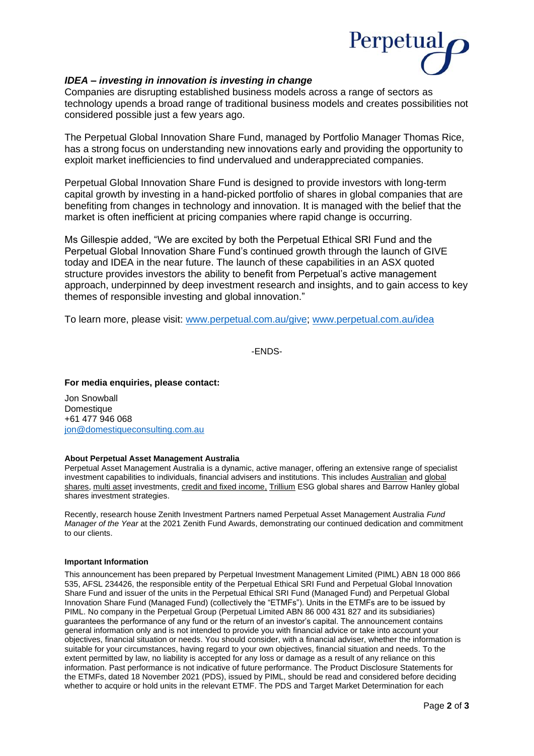### *IDEA – investing in innovation is investing in change*

Companies are disrupting established business models across a range of sectors as technology upends a broad range of traditional business models and creates possibilities not considered possible just a few years ago.

The Perpetual Global Innovation Share Fund, managed by Portfolio Manager Thomas Rice, has a strong focus on understanding new innovations early and providing the opportunity to exploit market inefficiencies to find undervalued and underappreciated companies.

Perpetual Global Innovation Share Fund is designed to provide investors with long-term capital growth by investing in a hand-picked portfolio of shares in global companies that are benefiting from changes in technology and innovation. It is managed with the belief that the market is often inefficient at pricing companies where rapid change is occurring.

Ms Gillespie added, "We are excited by both the Perpetual Ethical SRI Fund and the Perpetual Global Innovation Share Fund's continued growth through the launch of GIVE today and IDEA in the near future. The launch of these capabilities in an ASX quoted structure provides investors the ability to benefit from Perpetual's active management approach, underpinned by deep investment research and insights, and to gain access to key themes of responsible investing and global innovation."

To learn more, please visit: www.perpetual.com.au/give; www.perpetual.com.au/idea

-ENDS-

**For media enquiries, please contact:**

Jon Snowball
Domestique
+61 477 946 068
jon@domestiqueconsulting.com.au

**About Perpetual Asset Management Australia**

Perpetual Asset Management Australia is a dynamic, active manager, offering an extensive range of specialist investment capabilities to individuals, financial advisers and institutions. This includes Australian and global shares, multi asset investments, credit and fixed income, Trillium ESG global shares and Barrow Hanley global shares investment strategies.

Recently, research house Zenith Investment Partners named Perpetual Asset Management Australia *Fund Manager of the Year* at the 2021 Zenith Fund Awards, demonstrating our continued dedication and commitment to our clients.

**Important Information**

This announcement has been prepared by Perpetual Investment Management Limited (PIML) ABN 18 000 866 535, AFSL 234426, the responsible entity of the Perpetual Ethical SRI Fund and Perpetual Global Innovation Share Fund and issuer of the units in the Perpetual Ethical SRI Fund (Managed Fund) and Perpetual Global Innovation Share Fund (Managed Fund) (collectively the "ETMFs"). Units in the ETMFs are to be issued by PIML. No company in the Perpetual Group (Perpetual Limited ABN 86 000 431 827 and its subsidiaries) guarantees the performance of any fund or the return of an investor's capital. The announcement contains general information only and is not intended to provide you with financial advice or take into account your objectives, financial situation or needs. You should consider, with a financial adviser, whether the information is suitable for your circumstances, having regard to your own objectives, financial situation and needs. To the extent permitted by law, no liability is accepted for any loss or damage as a result of any reliance on this information. Past performance is not indicative of future performance. The Product Disclosure Statements for the ETMFs, dated 18 November 2021 (PDS), issued by PIML, should be read and considered before deciding whether to acquire or hold units in the relevant ETMF. The PDS and Target Market Determination for each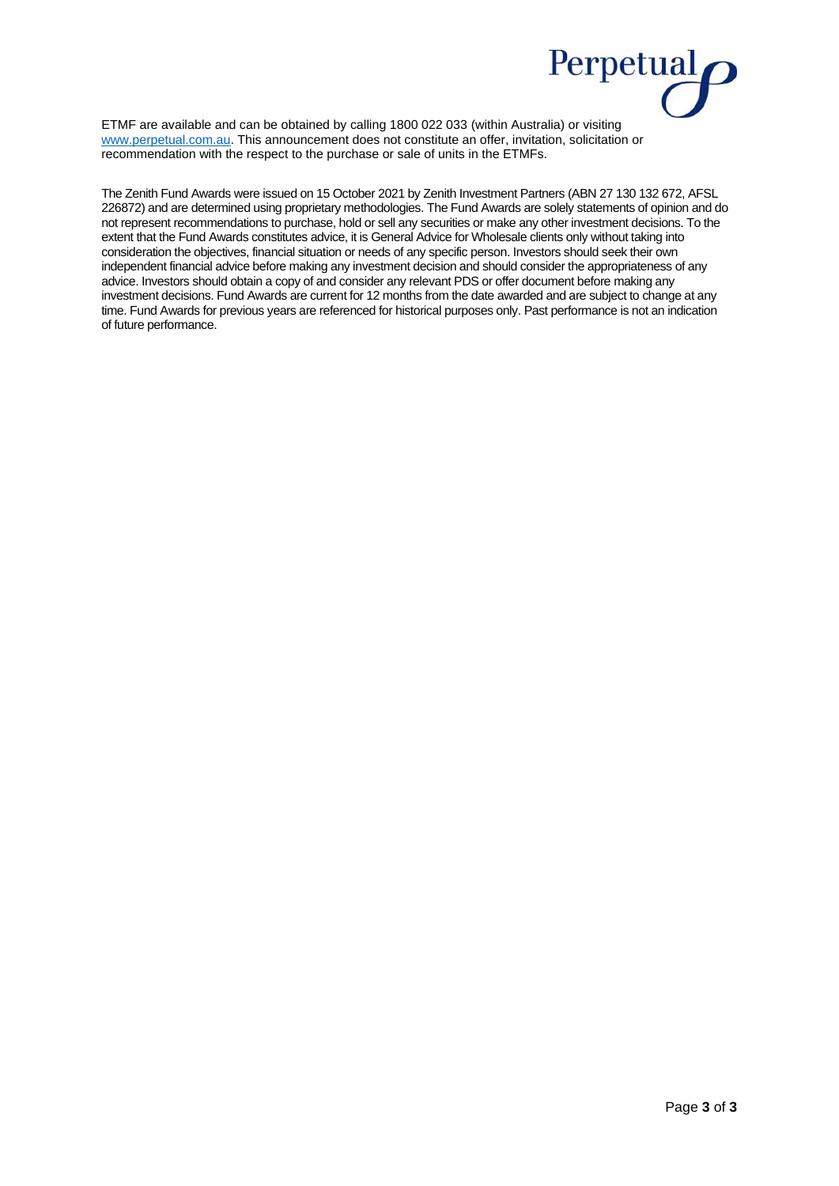ETMF are available and can be obtained by calling 1800 022 033 (within Australia) or visiting [www.perpetual.com.au](http://www.perpetual.com.au). This announcement does not constitute an offer, invitation, solicitation or recommendation with the respect to the purchase or sale of units in the ETMFs.

The Zenith Fund Awards were issued on 15 October 2021 by Zenith Investment Partners (ABN 27 130 132 672, AFSL 226872) and are determined using proprietary methodologies. The Fund Awards are solely statements of opinion and do not represent recommendations to purchase, hold or sell any securities or make any other investment decisions. To the extent that the Fund Awards constitutes advice, it is General Advice for Wholesale clients only without taking into consideration the objectives, financial situation or needs of any specific person. Investors should seek their own independent financial advice before making any investment decision and should consider the appropriateness of any advice. Investors should obtain a copy of and consider any relevant PDS or offer document before making any investment decisions. Fund Awards are current for 12 months from the date awarded and are subject to change at any time. Fund Awards for previous years are referenced for historical purposes only. Past performance is not an indication of future performance.